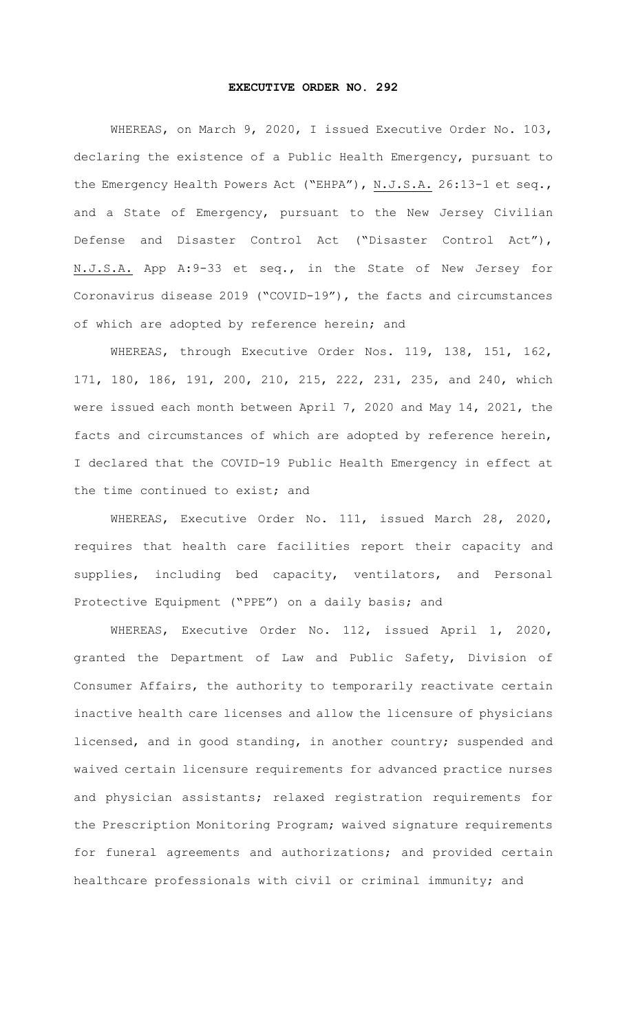# EXECUTIVE ORDER NO. 292

WHEREAS, on March 9, 2020, I issued Executive Order No. 103, declaring the existence of a Public Health Emergency, pursuant to the Emergency Health Powers Act ("EHPA"), N.J.S.A. 26:13-1 et seq., and a State of Emergency, pursuant to the New Jersey Civilian Defense and Disaster Control Act ("Disaster Control Act"), N.J.S.A. App A:9-33 et seq., in the State of New Jersey for Coronavirus disease 2019 ("COVID-19"), the facts and circumstances of which are adopted by reference herein; and

WHEREAS, through Executive Order Nos. 119, 138, 151, 162, 171, 180, 186, 191, 200, 210, 215, 222, 231, 235, and 240, which were issued each month between April 7, 2020 and May 14, 2021, the facts and circumstances of which are adopted by reference herein, I declared that the COVID-19 Public Health Emergency in effect at the time continued to exist; and

WHEREAS, Executive Order No. 111, issued March 28, 2020, requires that health care facilities report their capacity and supplies, including bed capacity, ventilators, and Personal Protective Equipment ("PPE") on a daily basis; and

WHEREAS, Executive Order No. 112, issued April 1, 2020, granted the Department of Law and Public Safety, Division of Consumer Affairs, the authority to temporarily reactivate certain inactive health care licenses and allow the licensure of physicians licensed, and in good standing, in another country; suspended and waived certain licensure requirements for advanced practice nurses and physician assistants; relaxed registration requirements for the Prescription Monitoring Program; waived signature requirements for funeral agreements and authorizations; and provided certain healthcare professionals with civil or criminal immunity; and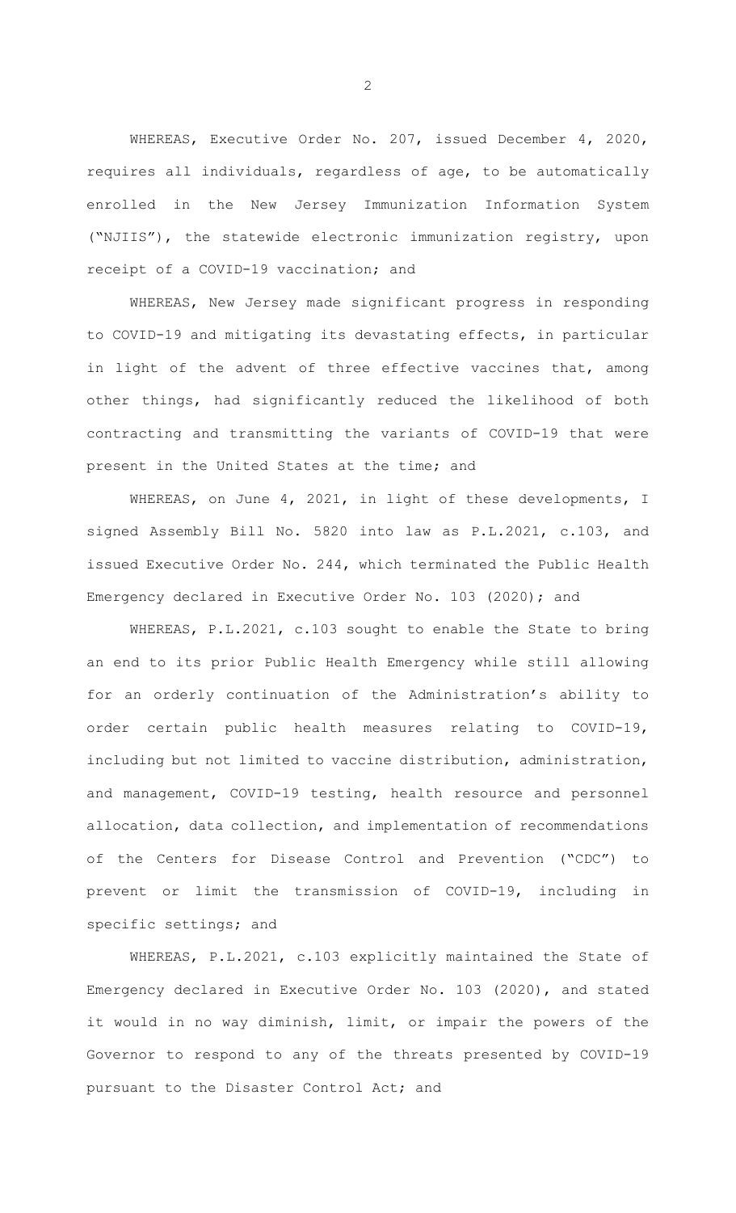WHEREAS, Executive Order No. 207, issued December 4, 2020, requires all individuals, regardless of age, to be automatically enrolled in the New Jersey Immunization Information System ("NJIIS"), the statewide electronic immunization registry, upon receipt of a COVID-19 vaccination; and

WHEREAS, New Jersey made significant progress in responding to COVID-19 and mitigating its devastating effects, in particular in light of the advent of three effective vaccines that, among other things, had significantly reduced the likelihood of both contracting and transmitting the variants of COVID-19 that were present in the United States at the time; and

WHEREAS, on June 4, 2021, in light of these developments, I signed Assembly Bill No. 5820 into law as P.L.2021, c.103, and issued Executive Order No. 244, which terminated the Public Health Emergency declared in Executive Order No. 103 (2020); and

WHEREAS, P.L.2021, c.103 sought to enable the State to bring an end to its prior Public Health Emergency while still allowing for an orderly continuation of the Administration's ability to order certain public health measures relating to COVID-19, including but not limited to vaccine distribution, administration, and management, COVID-19 testing, health resource and personnel allocation, data collection, and implementation of recommendations of the Centers for Disease Control and Prevention ("CDC") to prevent or limit the transmission of COVID-19, including in specific settings; and

WHEREAS, P.L.2021, c.103 explicitly maintained the State of Emergency declared in Executive Order No. 103 (2020), and stated it would in no way diminish, limit, or impair the powers of the Governor to respond to any of the threats presented by COVID-19 pursuant to the Disaster Control Act; and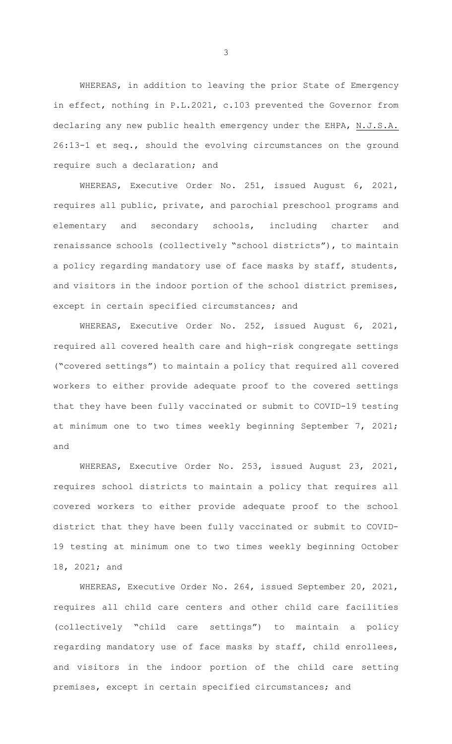WHEREAS, in addition to leaving the prior State of Emergency in effect, nothing in P.L.2021, c.103 prevented the Governor from declaring any new public health emergency under the EHPA, N.J.S.A. 26:13-1 et seq., should the evolving circumstances on the ground require such a declaration; and

WHEREAS, Executive Order No. 251, issued August 6, 2021, requires all public, private, and parochial preschool programs and elementary and secondary schools, including charter and renaissance schools (collectively "school districts"), to maintain a policy regarding mandatory use of face masks by staff, students, and visitors in the indoor portion of the school district premises, except in certain specified circumstances; and

WHEREAS, Executive Order No. 252, issued August 6, 2021, required all covered health care and high-risk congregate settings ("covered settings") to maintain a policy that required all covered workers to either provide adequate proof to the covered settings that they have been fully vaccinated or submit to COVID-19 testing at minimum one to two times weekly beginning September 7, 2021; and

WHEREAS, Executive Order No. 253, issued August 23, 2021, requires school districts to maintain a policy that requires all covered workers to either provide adequate proof to the school district that they have been fully vaccinated or submit to COVID-19 testing at minimum one to two times weekly beginning October 18, 2021; and

WHEREAS, Executive Order No. 264, issued September 20, 2021, requires all child care centers and other child care facilities (collectively "child care settings") to maintain a policy regarding mandatory use of face masks by staff, child enrollees, and visitors in the indoor portion of the child care setting premises, except in certain specified circumstances; and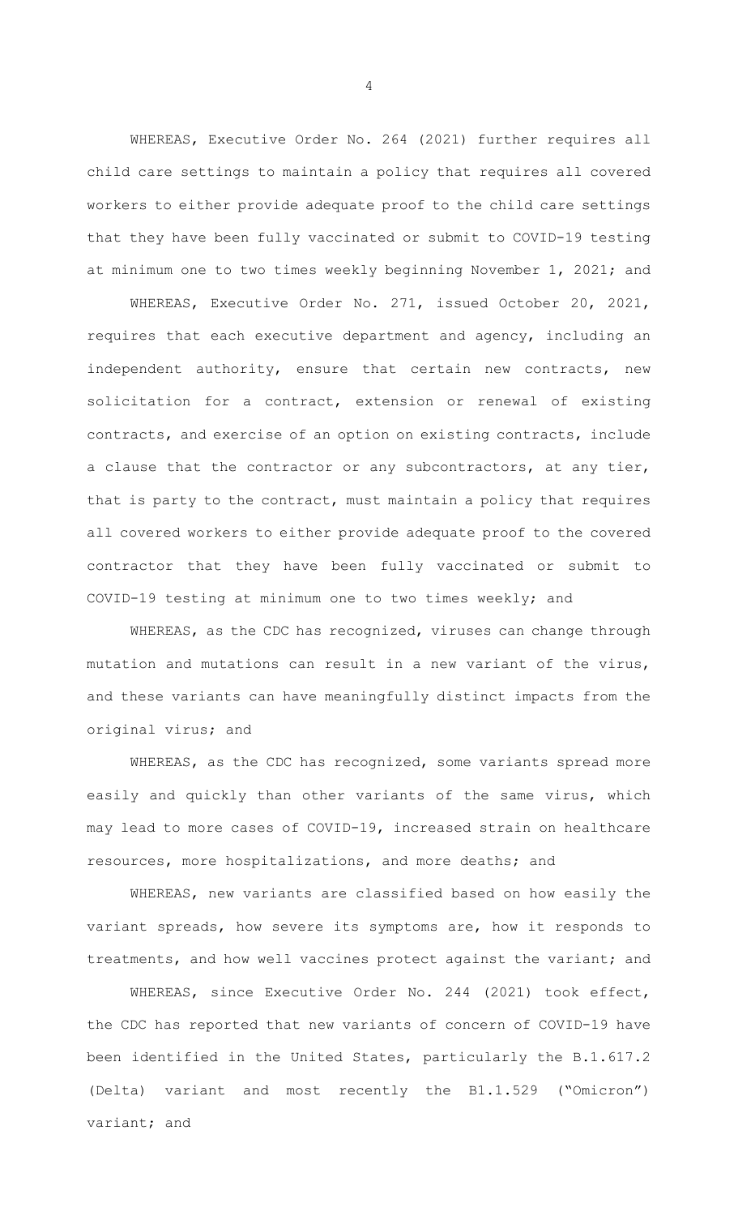WHEREAS, Executive Order No. 264 (2021) further requires all child care settings to maintain a policy that requires all covered workers to either provide adequate proof to the child care settings that they have been fully vaccinated or submit to COVID-19 testing at minimum one to two times weekly beginning November 1, 2021; and

WHEREAS, Executive Order No. 271, issued October 20, 2021, requires that each executive department and agency, including an independent authority, ensure that certain new contracts, new solicitation for a contract, extension or renewal of existing contracts, and exercise of an option on existing contracts, include a clause that the contractor or any subcontractors, at any tier, that is party to the contract, must maintain a policy that requires all covered workers to either provide adequate proof to the covered contractor that they have been fully vaccinated or submit to COVID-19 testing at minimum one to two times weekly; and

WHEREAS, as the CDC has recognized, viruses can change through mutation and mutations can result in a new variant of the virus, and these variants can have meaningfully distinct impacts from the original virus; and

WHEREAS, as the CDC has recognized, some variants spread more easily and quickly than other variants of the same virus, which may lead to more cases of COVID-19, increased strain on healthcare resources, more hospitalizations, and more deaths; and

WHEREAS, new variants are classified based on how easily the variant spreads, how severe its symptoms are, how it responds to treatments, and how well vaccines protect against the variant; and

WHEREAS, since Executive Order No. 244 (2021) took effect, the CDC has reported that new variants of concern of COVID-19 have been identified in the United States, particularly the B.1.617.2 (Delta) variant and most recently the B1.1.529 ("Omicron") variant; and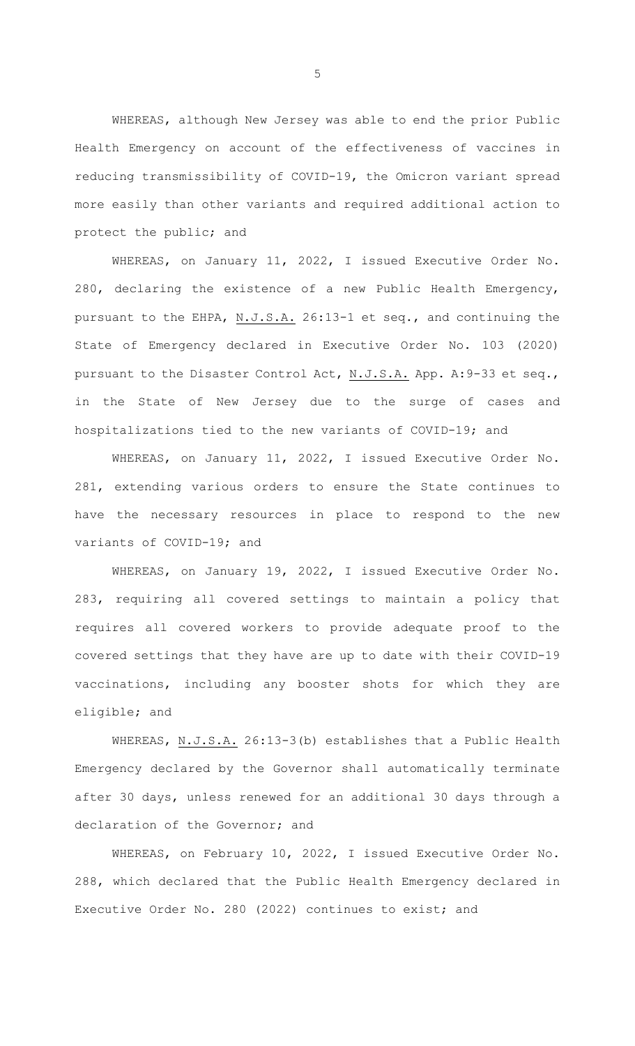WHEREAS, although New Jersey was able to end the prior Public Health Emergency on account of the effectiveness of vaccines in reducing transmissibility of COVID-19, the Omicron variant spread more easily than other variants and required additional action to protect the public; and

WHEREAS, on January 11, 2022, I issued Executive Order No. 280, declaring the existence of a new Public Health Emergency, pursuant to the EHPA, N.J.S.A. 26:13-1 et seq., and continuing the State of Emergency declared in Executive Order No. 103 (2020) pursuant to the Disaster Control Act, N.J.S.A. App. A:9-33 et seq., in the State of New Jersey due to the surge of cases and hospitalizations tied to the new variants of COVID-19; and

WHEREAS, on January 11, 2022, I issued Executive Order No. 281, extending various orders to ensure the State continues to have the necessary resources in place to respond to the new variants of COVID-19; and

WHEREAS, on January 19, 2022, I issued Executive Order No. 283, requiring all covered settings to maintain a policy that requires all covered workers to provide adequate proof to the covered settings that they have are up to date with their COVID-19 vaccinations, including any booster shots for which they are eligible; and

WHEREAS, N.J.S.A. 26:13-3(b) establishes that a Public Health Emergency declared by the Governor shall automatically terminate after 30 days, unless renewed for an additional 30 days through a declaration of the Governor; and

WHEREAS, on February 10, 2022, I issued Executive Order No. 288, which declared that the Public Health Emergency declared in Executive Order No. 280 (2022) continues to exist; and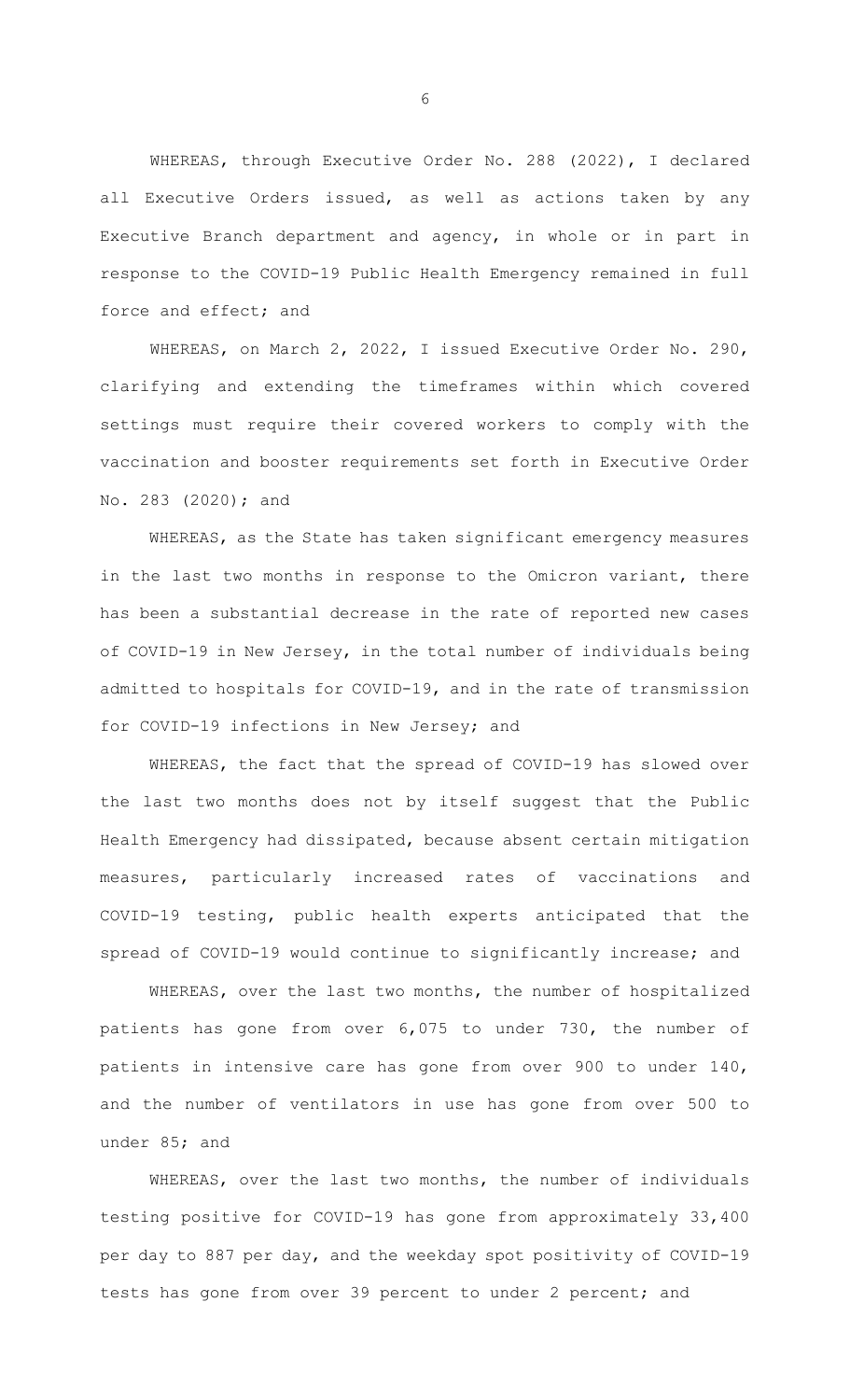WHEREAS, through Executive Order No. 288 (2022), I declared all Executive Orders issued, as well as actions taken by any Executive Branch department and agency, in whole or in part in response to the COVID-19 Public Health Emergency remained in full force and effect; and

WHEREAS, on March 2, 2022, I issued Executive Order No. 290, clarifying and extending the timeframes within which covered settings must require their covered workers to comply with the vaccination and booster requirements set forth in Executive Order No. 283 (2020); and

WHEREAS, as the State has taken significant emergency measures in the last two months in response to the Omicron variant, there has been a substantial decrease in the rate of reported new cases of COVID-19 in New Jersey, in the total number of individuals being admitted to hospitals for COVID-19, and in the rate of transmission for COVID-19 infections in New Jersey; and

WHEREAS, the fact that the spread of COVID-19 has slowed over the last two months does not by itself suggest that the Public Health Emergency had dissipated, because absent certain mitigation measures, particularly increased rates of vaccinations and COVID-19 testing, public health experts anticipated that the spread of COVID-19 would continue to significantly increase; and

WHEREAS, over the last two months, the number of hospitalized patients has gone from over 6,075 to under 730, the number of patients in intensive care has gone from over 900 to under 140, and the number of ventilators in use has gone from over 500 to under 85; and

WHEREAS, over the last two months, the number of individuals testing positive for COVID-19 has gone from approximately 33,400 per day to 887 per day, and the weekday spot positivity of COVID-19 tests has gone from over 39 percent to under 2 percent; and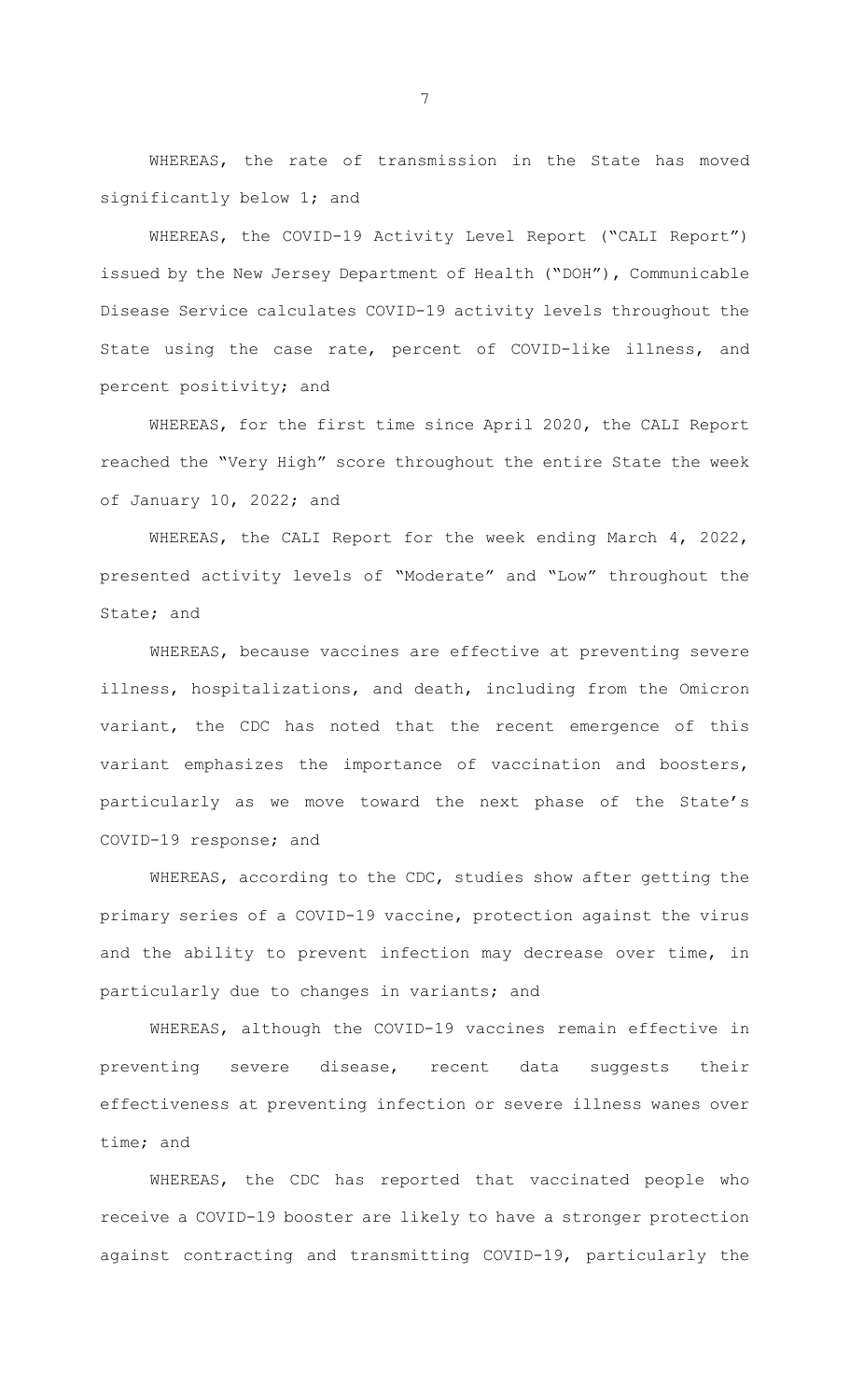WHEREAS, the rate of transmission in the State has moved significantly below 1; and

WHEREAS, the COVID-19 Activity Level Report ("CALI Report") issued by the New Jersey Department of Health ("DOH"), Communicable Disease Service calculates COVID-19 activity levels throughout the State using the case rate, percent of COVID-like illness, and percent positivity; and

WHEREAS, for the first time since April 2020, the CALI Report reached the "Very High" score throughout the entire State the week of January 10, 2022; and

WHEREAS, the CALI Report for the week ending March 4, 2022, presented activity levels of "Moderate" and "Low" throughout the State; and

WHEREAS, because vaccines are effective at preventing severe illness, hospitalizations, and death, including from the Omicron variant, the CDC has noted that the recent emergence of this variant emphasizes the importance of vaccination and boosters, particularly as we move toward the next phase of the State's COVID-19 response; and

WHEREAS, according to the CDC, studies show after getting the primary series of a COVID-19 vaccine, protection against the virus and the ability to prevent infection may decrease over time, in particularly due to changes in variants; and

WHEREAS, although the COVID-19 vaccines remain effective in preventing severe disease, recent data suggests their effectiveness at preventing infection or severe illness wanes over time; and

WHEREAS, the CDC has reported that vaccinated people who receive a COVID-19 booster are likely to have a stronger protection against contracting and transmitting COVID-19, particularly the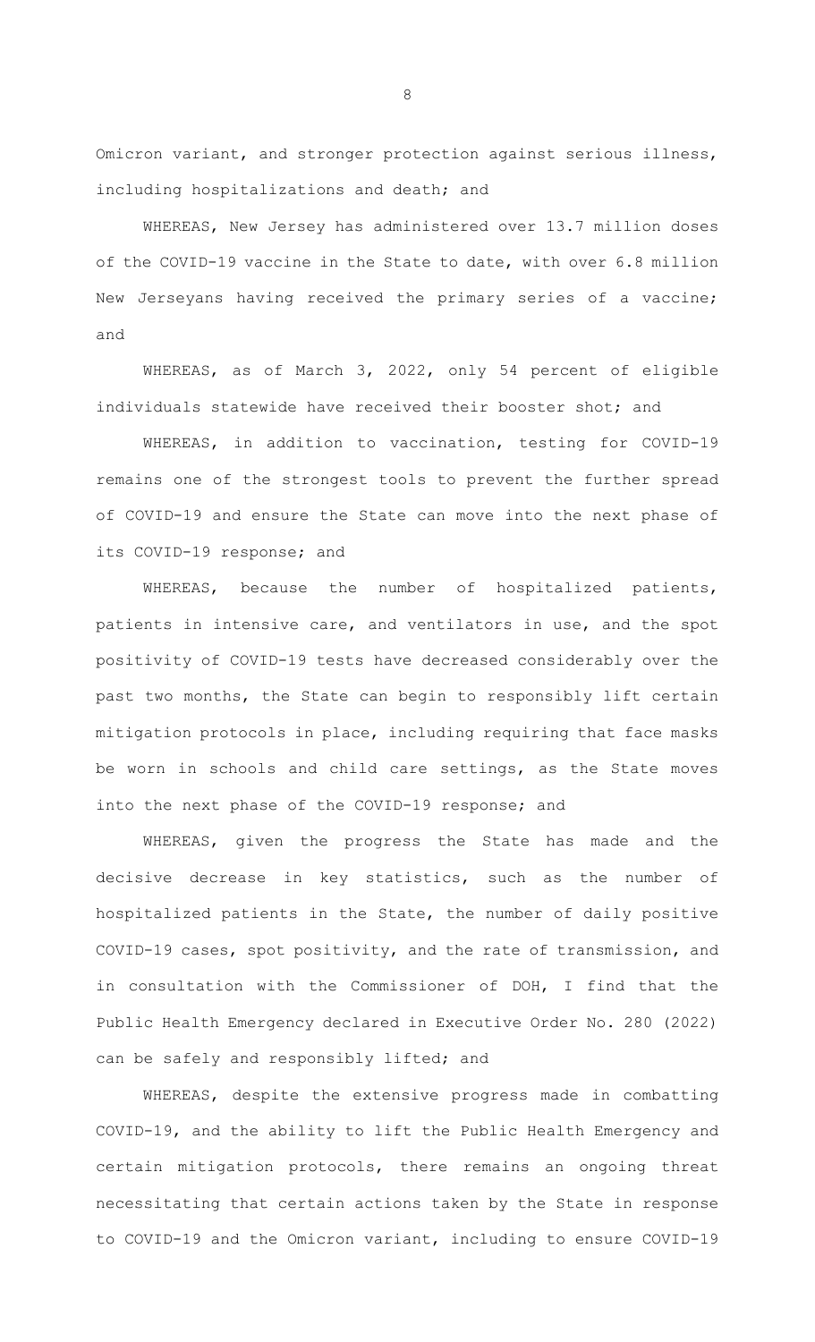Omicron variant, and stronger protection against serious illness, including hospitalizations and death; and

WHEREAS, New Jersey has administered over 13.7 million doses of the COVID-19 vaccine in the State to date, with over 6.8 million New Jerseyans having received the primary series of a vaccine; and

WHEREAS, as of March 3, 2022, only 54 percent of eligible individuals statewide have received their booster shot; and

WHEREAS, in addition to vaccination, testing for COVID-19 remains one of the strongest tools to prevent the further spread of COVID-19 and ensure the State can move into the next phase of its COVID-19 response; and

WHEREAS, because the number of hospitalized patients, patients in intensive care, and ventilators in use, and the spot positivity of COVID-19 tests have decreased considerably over the past two months, the State can begin to responsibly lift certain mitigation protocols in place, including requiring that face masks be worn in schools and child care settings, as the State moves into the next phase of the COVID-19 response; and

WHEREAS, given the progress the State has made and the decisive decrease in key statistics, such as the number of hospitalized patients in the State, the number of daily positive COVID-19 cases, spot positivity, and the rate of transmission, and in consultation with the Commissioner of DOH, I find that the Public Health Emergency declared in Executive Order No. 280 (2022) can be safely and responsibly lifted; and

WHEREAS, despite the extensive progress made in combatting COVID-19, and the ability to lift the Public Health Emergency and certain mitigation protocols, there remains an ongoing threat necessitating that certain actions taken by the State in response to COVID-19 and the Omicron variant, including to ensure COVID-19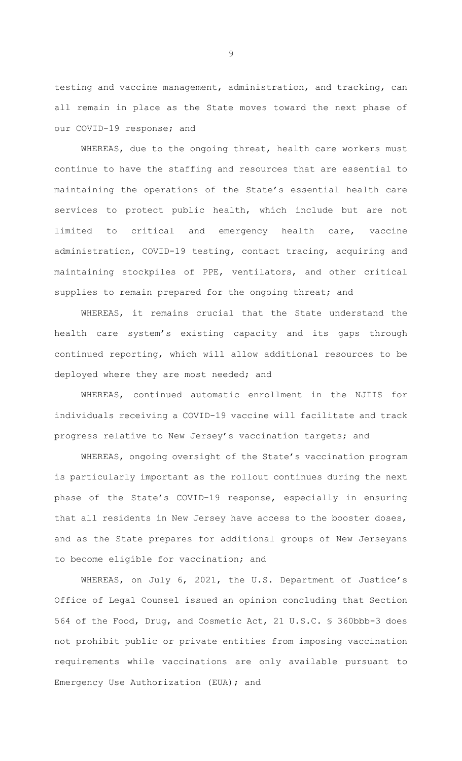testing and vaccine management, administration, and tracking, can all remain in place as the State moves toward the next phase of our COVID-19 response; and

WHEREAS, due to the ongoing threat, health care workers must continue to have the staffing and resources that are essential to maintaining the operations of the State's essential health care services to protect public health, which include but are not limited to critical and emergency health care, vaccine administration, COVID-19 testing, contact tracing, acquiring and maintaining stockpiles of PPE, ventilators, and other critical supplies to remain prepared for the ongoing threat; and

WHEREAS, it remains crucial that the State understand the health care system's existing capacity and its gaps through continued reporting, which will allow additional resources to be deployed where they are most needed; and

WHEREAS, continued automatic enrollment in the NJIIS for individuals receiving a COVID-19 vaccine will facilitate and track progress relative to New Jersey's vaccination targets; and

WHEREAS, ongoing oversight of the State's vaccination program is particularly important as the rollout continues during the next phase of the State's COVID-19 response, especially in ensuring that all residents in New Jersey have access to the booster doses, and as the State prepares for additional groups of New Jerseyans to become eligible for vaccination; and

WHEREAS, on July 6, 2021, the U.S. Department of Justice's Office of Legal Counsel issued an opinion concluding that Section 564 of the Food, Drug, and Cosmetic Act, 21 U.S.C. § 360bbb-3 does not prohibit public or private entities from imposing vaccination requirements while vaccinations are only available pursuant to Emergency Use Authorization (EUA); and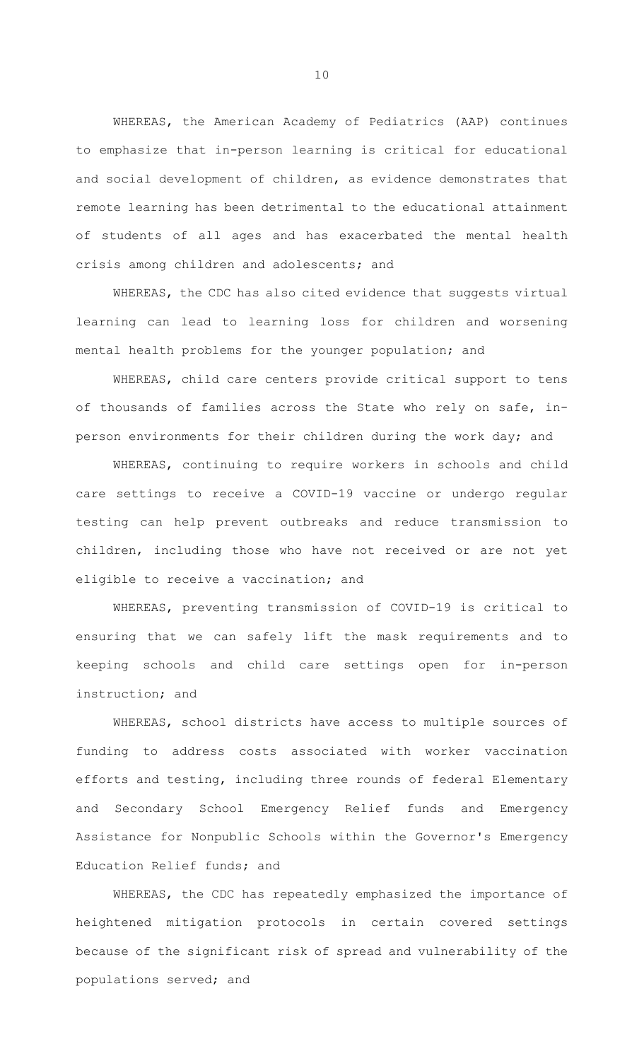WHEREAS, the American Academy of Pediatrics (AAP) continues to emphasize that in-person learning is critical for educational and social development of children, as evidence demonstrates that remote learning has been detrimental to the educational attainment of students of all ages and has exacerbated the mental health crisis among children and adolescents; and

WHEREAS, the CDC has also cited evidence that suggests virtual learning can lead to learning loss for children and worsening mental health problems for the younger population; and

WHEREAS, child care centers provide critical support to tens of thousands of families across the State who rely on safe, in-person environments for their children during the work day; and

WHEREAS, continuing to require workers in schools and child care settings to receive a COVID-19 vaccine or undergo regular testing can help prevent outbreaks and reduce transmission to children, including those who have not received or are not yet eligible to receive a vaccination; and

WHEREAS, preventing transmission of COVID-19 is critical to ensuring that we can safely lift the mask requirements and to keeping schools and child care settings open for in-person instruction; and

WHEREAS, school districts have access to multiple sources of funding to address costs associated with worker vaccination efforts and testing, including three rounds of federal Elementary and Secondary School Emergency Relief funds and Emergency Assistance for Nonpublic Schools within the Governor's Emergency Education Relief funds; and

WHEREAS, the CDC has repeatedly emphasized the importance of heightened mitigation protocols in certain covered settings because of the significant risk of spread and vulnerability of the populations served; and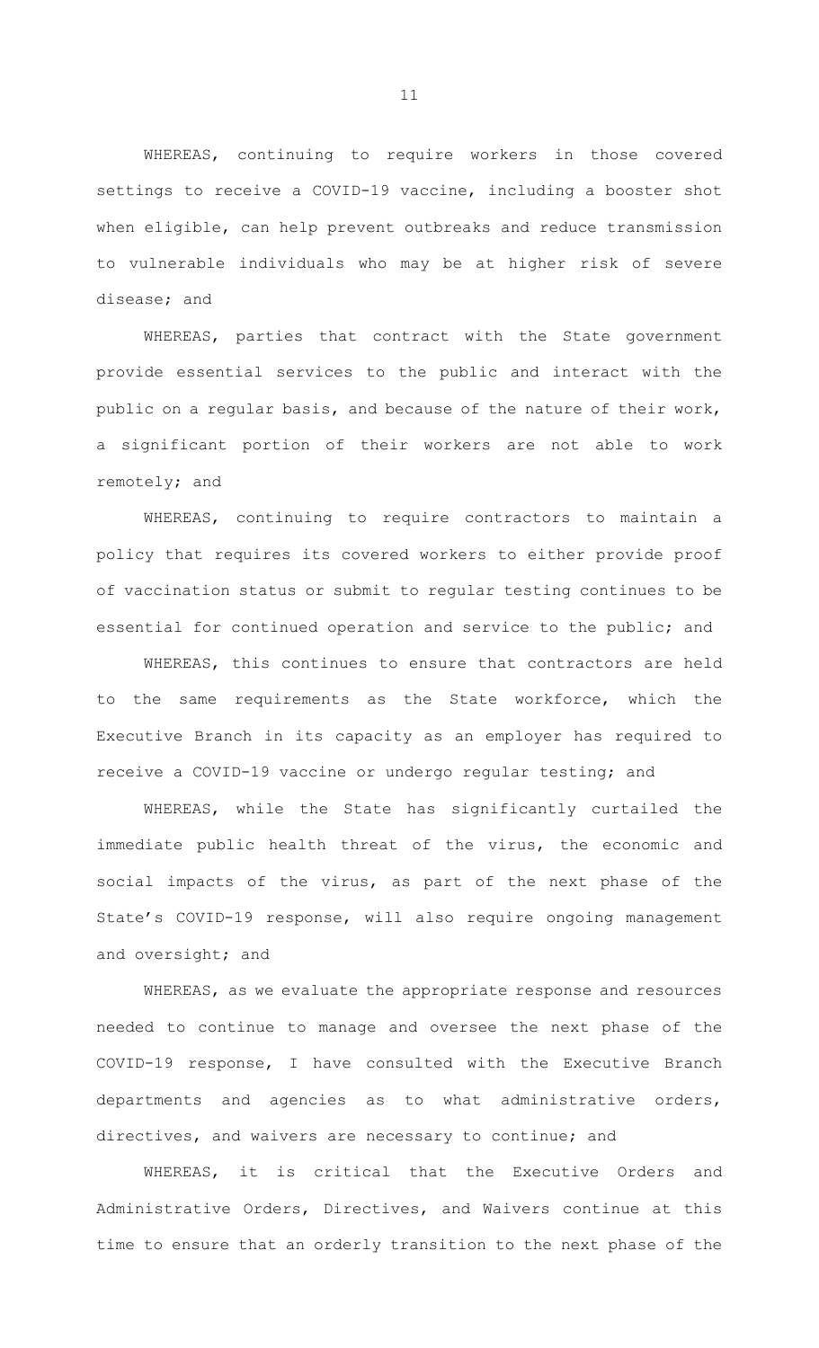WHEREAS, continuing to require workers in those covered settings to receive a COVID-19 vaccine, including a booster shot when eligible, can help prevent outbreaks and reduce transmission to vulnerable individuals who may be at higher risk of severe disease; and

WHEREAS, parties that contract with the State government provide essential services to the public and interact with the public on a regular basis, and because of the nature of their work, a significant portion of their workers are not able to work remotely; and

WHEREAS, continuing to require contractors to maintain a policy that requires its covered workers to either provide proof of vaccination status or submit to regular testing continues to be essential for continued operation and service to the public; and

WHEREAS, this continues to ensure that contractors are held to the same requirements as the State workforce, which the Executive Branch in its capacity as an employer has required to receive a COVID-19 vaccine or undergo regular testing; and

WHEREAS, while the State has significantly curtailed the immediate public health threat of the virus, the economic and social impacts of the virus, as part of the next phase of the State's COVID-19 response, will also require ongoing management and oversight; and

WHEREAS, as we evaluate the appropriate response and resources needed to continue to manage and oversee the next phase of the COVID-19 response, I have consulted with the Executive Branch departments and agencies as to what administrative orders, directives, and waivers are necessary to continue; and

WHEREAS, it is critical that the Executive Orders and Administrative Orders, Directives, and Waivers continue at this time to ensure that an orderly transition to the next phase of the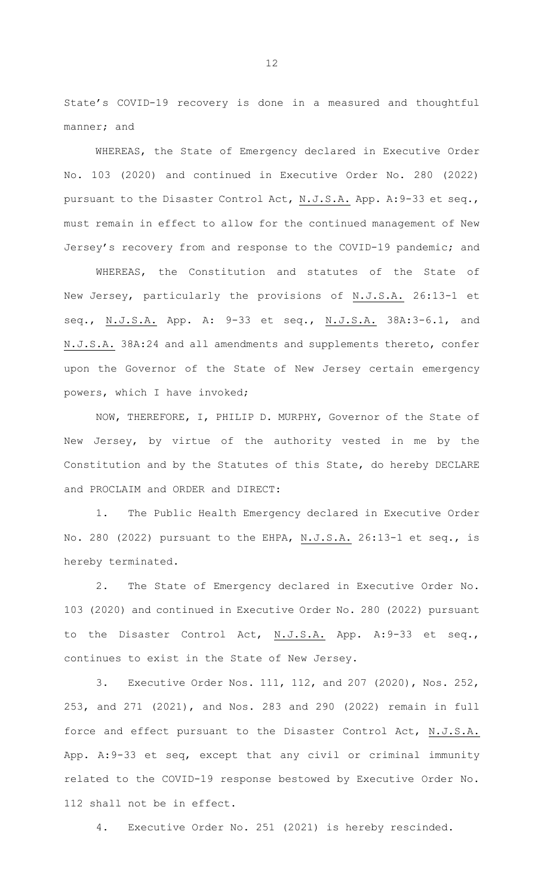State's COVID-19 recovery is done in a measured and thoughtful manner; and

WHEREAS, the State of Emergency declared in Executive Order No. 103 (2020) and continued in Executive Order No. 280 (2022) pursuant to the Disaster Control Act, N.J.S.A. App. A:9-33 et seq., must remain in effect to allow for the continued management of New Jersey's recovery from and response to the COVID-19 pandemic; and

WHEREAS, the Constitution and statutes of the State of New Jersey, particularly the provisions of N.J.S.A. 26:13-1 et seq., N.J.S.A. App. A: 9-33 et seq., N.J.S.A. 38A:3-6.1, and N.J.S.A. 38A:24 and all amendments and supplements thereto, confer upon the Governor of the State of New Jersey certain emergency powers, which I have invoked;

NOW, THEREFORE, I, PHILIP D. MURPHY, Governor of the State of New Jersey, by virtue of the authority vested in me by the Constitution and by the Statutes of this State, do hereby DECLARE and PROCLAIM and ORDER and DIRECT:

1. The Public Health Emergency declared in Executive Order No. 280 (2022) pursuant to the EHPA, N.J.S.A. 26:13-1 et seq., is hereby terminated.

2. The State of Emergency declared in Executive Order No. 103 (2020) and continued in Executive Order No. 280 (2022) pursuant to the Disaster Control Act, N.J.S.A. App. A:9-33 et seq., continues to exist in the State of New Jersey.

3. Executive Order Nos. 111, 112, and 207 (2020), Nos. 252, 253, and 271 (2021), and Nos. 283 and 290 (2022) remain in full force and effect pursuant to the Disaster Control Act, N.J.S.A. App. A:9-33 et seq, except that any civil or criminal immunity related to the COVID-19 response bestowed by Executive Order No. 112 shall not be in effect.

4. Executive Order No. 251 (2021) is hereby rescinded.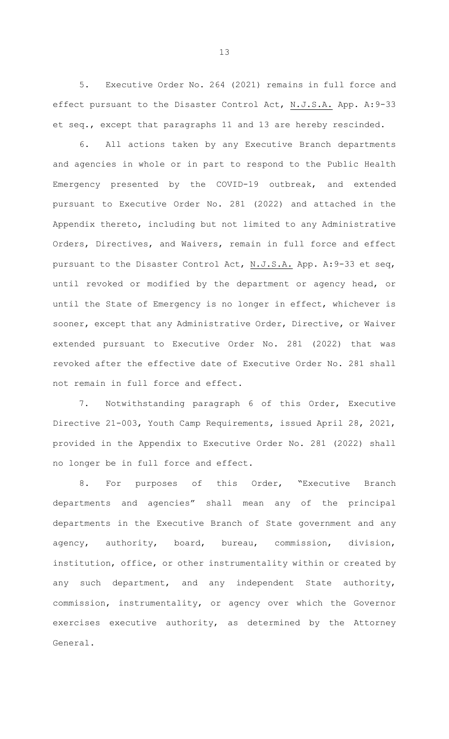5. Executive Order No. 264 (2021) remains in full force and effect pursuant to the Disaster Control Act, N.J.S.A. App. A:9-33 et seq., except that paragraphs 11 and 13 are hereby rescinded.

6. All actions taken by any Executive Branch departments and agencies in whole or in part to respond to the Public Health Emergency presented by the COVID-19 outbreak, and extended pursuant to Executive Order No. 281 (2022) and attached in the Appendix thereto, including but not limited to any Administrative Orders, Directives, and Waivers, remain in full force and effect pursuant to the Disaster Control Act, N.J.S.A. App. A:9-33 et seq, until revoked or modified by the department or agency head, or until the State of Emergency is no longer in effect, whichever is sooner, except that any Administrative Order, Directive, or Waiver extended pursuant to Executive Order No. 281 (2022) that was revoked after the effective date of Executive Order No. 281 shall not remain in full force and effect.

7. Notwithstanding paragraph 6 of this Order, Executive Directive 21-003, Youth Camp Requirements, issued April 28, 2021, provided in the Appendix to Executive Order No. 281 (2022) shall no longer be in full force and effect.

8. For purposes of this Order, "Executive Branch departments and agencies" shall mean any of the principal departments in the Executive Branch of State government and any agency, authority, board, bureau, commission, division, institution, office, or other instrumentality within or created by any such department, and any independent State authority, commission, instrumentality, or agency over which the Governor exercises executive authority, as determined by the Attorney General.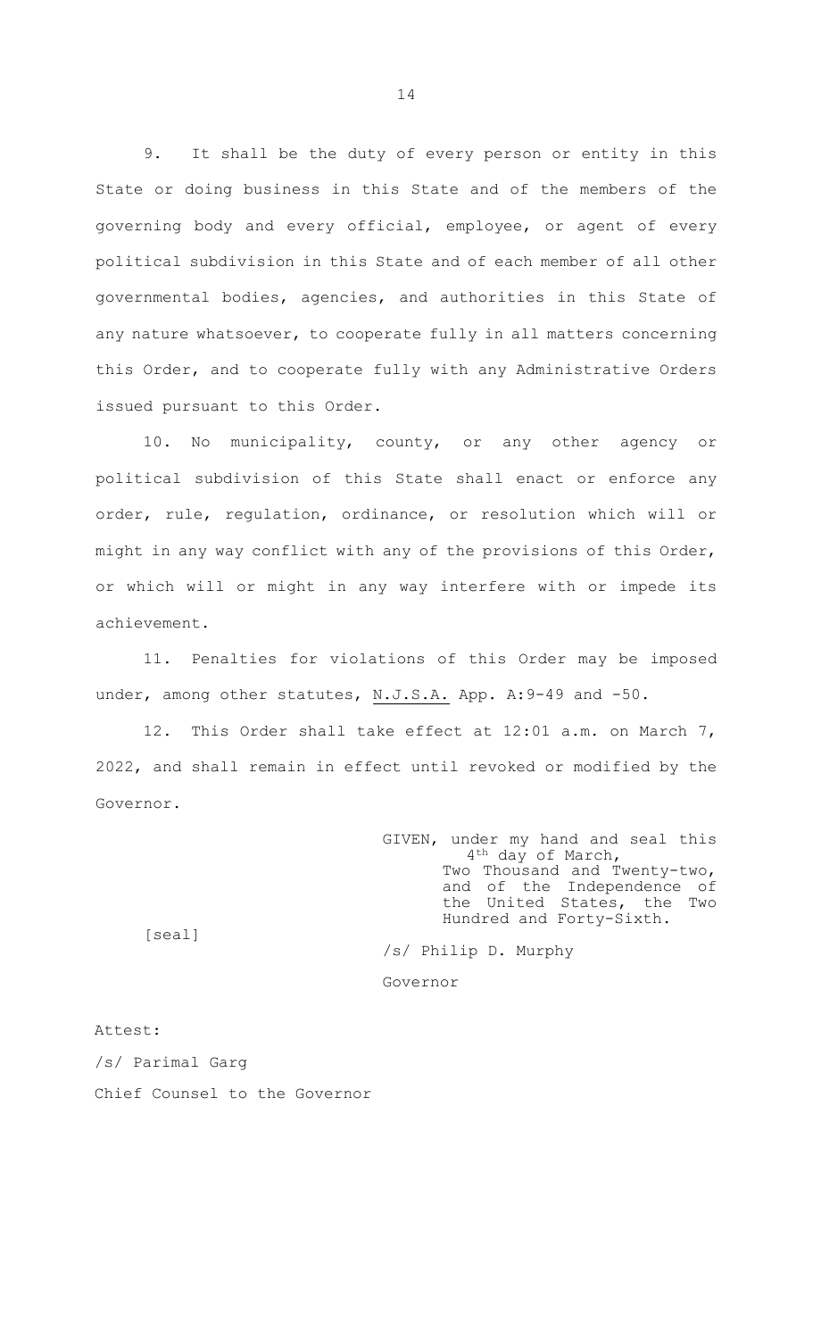9. It shall be the duty of every person or entity in this State or doing business in this State and of the members of the governing body and every official, employee, or agent of every political subdivision in this State and of each member of all other governmental bodies, agencies, and authorities in this State of any nature whatsoever, to cooperate fully in all matters concerning this Order, and to cooperate fully with any Administrative Orders issued pursuant to this Order.

10. No municipality, county, or any other agency or political subdivision of this State shall enact or enforce any order, rule, regulation, ordinance, or resolution which will or might in any way conflict with any of the provisions of this Order, or which will or might in any way interfere with or impede its achievement.

11. Penalties for violations of this Order may be imposed under, among other statutes, N.J.S.A. App. A:9-49 and -50.

12. This Order shall take effect at 12:01 a.m. on March 7, 2022, and shall remain in effect until revoked or modified by the Governor.

GIVEN, under my hand and seal this 4th day of March, Two Thousand and Twenty-two, and of the Independence of the United States, the Two Hundred and Forty-Sixth.

[seal]

/s/ Philip D. Murphy

Governor

Attest:

/s/ Parimal Garg

Chief Counsel to the Governor